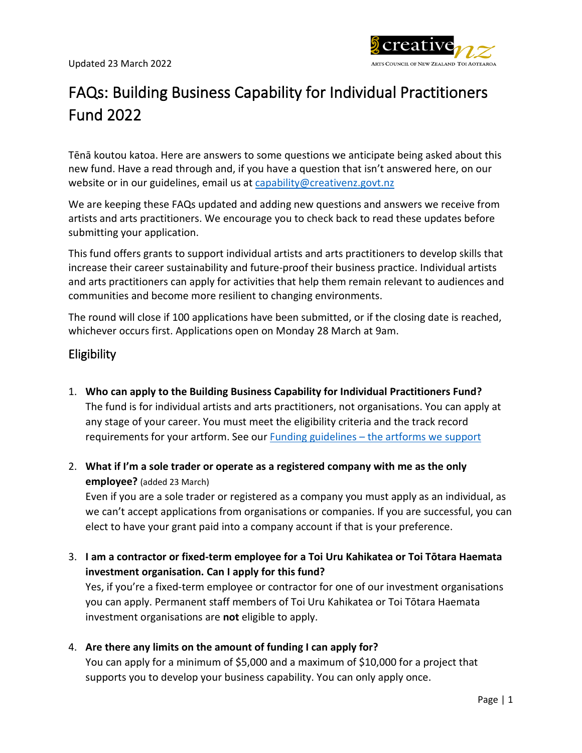Updated 23 March 2022

# FAQs: Building Business Capability for Individual Practitioners Fund 2022

Tēnā koutou katoa. Here are answers to some questions we anticipate being asked about this new fund. Have a read through and, if you have a question that isn't answered here, on our website or in our guidelines, email us at capability@creativenz.govt.nz

We are keeping these FAQs updated and adding new questions and answers we receive from artists and arts practitioners. We encourage you to check back to read these updates before submitting your application.

This fund offers grants to support individual artists and arts practitioners to develop skills that increase their career sustainability and future-proof their business practice. Individual artists and arts practitioners can apply for activities that help them remain relevant to audiences and communities and become more resilient to changing environments.

The round will close if 100 applications have been submitted, or if the closing date is reached, whichever occurs first. Applications open on Monday 28 March at 9am.

## Eligibility

1. **Who can apply to the Building Business Capability for Individual Practitioners Fund?**
   The fund is for individual artists and arts practitioners, not organisations. You can apply at any stage of your career. You must meet the eligibility criteria and the track record requirements for your artform. See our Funding guidelines – the artforms we support

2. **What if I'm a sole trader or operate as a registered company with me as the only employee?** (added 23 March)
   Even if you are a sole trader or registered as a company you must apply as an individual, as we can't accept applications from organisations or companies. If you are successful, you can elect to have your grant paid into a company account if that is your preference.

3. **I am a contractor or fixed-term employee for a Toi Uru Kahikatea or Toi Tōtara Haemata investment organisation. Can I apply for this fund?**
   Yes, if you're a fixed-term employee or contractor for one of our investment organisations you can apply. Permanent staff members of Toi Uru Kahikatea or Toi Tōtara Haemata investment organisations are **not** eligible to apply.

4. **Are there any limits on the amount of funding I can apply for?**
   You can apply for a minimum of $5,000 and a maximum of $10,000 for a project that supports you to develop your business capability. You can only apply once.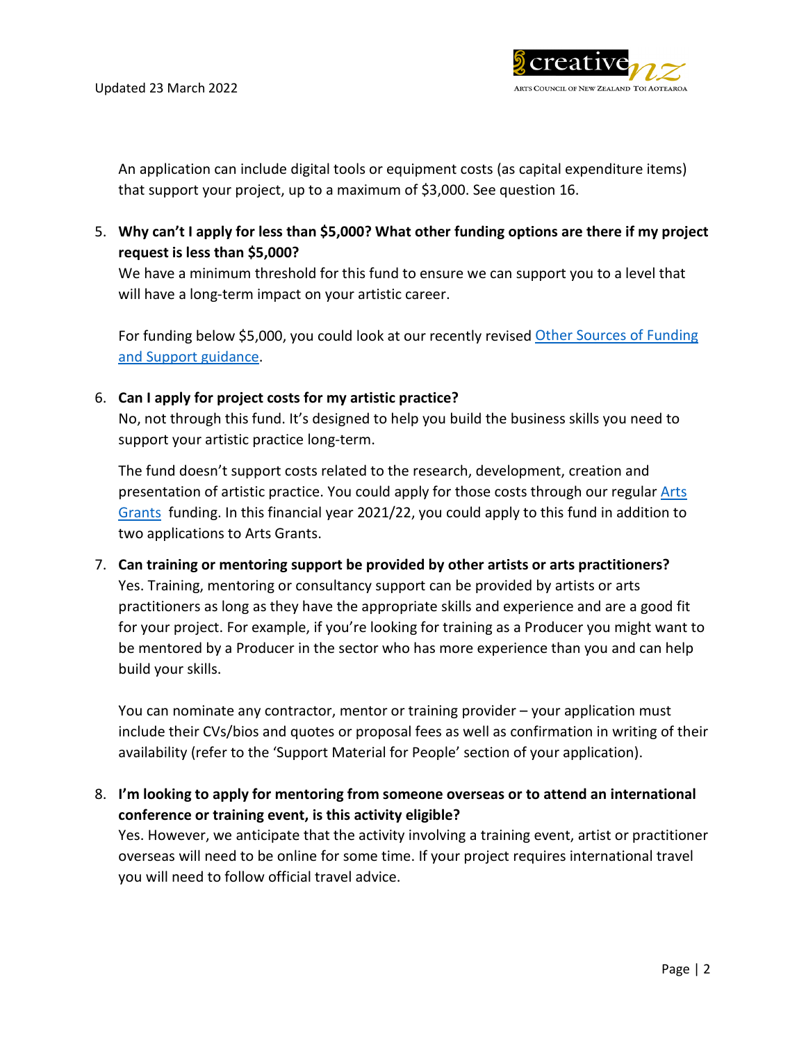An application can include digital tools or equipment costs (as capital expenditure items) that support your project, up to a maximum of $3,000. See question 16.

5. **Why can't I apply for less than $5,000? What other funding options are there if my project request is less than $5,000?**
   We have a minimum threshold for this fund to ensure we can support you to a level that will have a long-term impact on your artistic career.

   For funding below $5,000, you could look at our recently revised Other Sources of Funding and Support guidance.

6. **Can I apply for project costs for my artistic practice?**
   No, not through this fund. It's designed to help you build the business skills you need to support your artistic practice long-term.

   The fund doesn't support costs related to the research, development, creation and presentation of artistic practice. You could apply for those costs through our regular Arts Grants funding. In this financial year 2021/22, you could apply to this fund in addition to two applications to Arts Grants.

7. **Can training or mentoring support be provided by other artists or arts practitioners?**
   Yes. Training, mentoring or consultancy support can be provided by artists or arts practitioners as long as they have the appropriate skills and experience and are a good fit for your project. For example, if you're looking for training as a Producer you might want to be mentored by a Producer in the sector who has more experience than you and can help build your skills.

   You can nominate any contractor, mentor or training provider – your application must include their CVs/bios and quotes or proposal fees as well as confirmation in writing of their availability (refer to the 'Support Material for People' section of your application).

8. **I'm looking to apply for mentoring from someone overseas or to attend an international conference or training event, is this activity eligible?**
   Yes. However, we anticipate that the activity involving a training event, artist or practitioner overseas will need to be online for some time. If your project requires international travel you will need to follow official travel advice.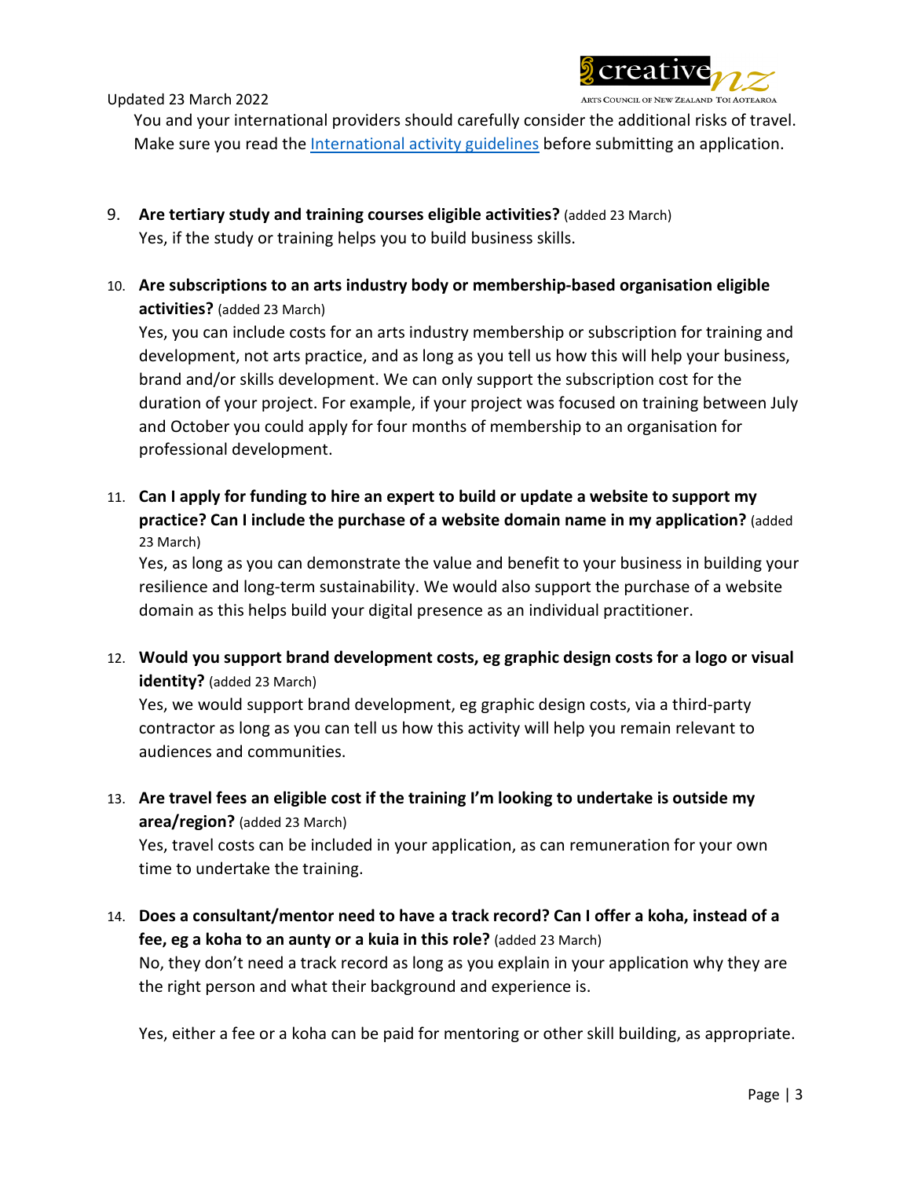You and your international providers should carefully consider the additional risks of travel. Make sure you read the [International activity guidelines](#) before submitting an application.

9. **Are tertiary study and training courses eligible activities?** (added 23 March)
   Yes, if the study or training helps you to build business skills.

10. **Are subscriptions to an arts industry body or membership-based organisation eligible activities?** (added 23 March)
    Yes, you can include costs for an arts industry membership or subscription for training and development, not arts practice, and as long as you tell us how this will help your business, brand and/or skills development. We can only support the subscription cost for the duration of your project. For example, if your project was focused on training between July and October you could apply for four months of membership to an organisation for professional development.

11. **Can I apply for funding to hire an expert to build or update a website to support my practice? Can I include the purchase of a website domain name in my application?** (added 23 March)
    Yes, as long as you can demonstrate the value and benefit to your business in building your resilience and long-term sustainability. We would also support the purchase of a website domain as this helps build your digital presence as an individual practitioner.

12. **Would you support brand development costs, eg graphic design costs for a logo or visual identity?** (added 23 March)
    Yes, we would support brand development, eg graphic design costs, via a third-party contractor as long as you can tell us how this activity will help you remain relevant to audiences and communities.

13. **Are travel fees an eligible cost if the training I'm looking to undertake is outside my area/region?** (added 23 March)
    Yes, travel costs can be included in your application, as can remuneration for your own time to undertake the training.

14. **Does a consultant/mentor need to have a track record? Can I offer a koha, instead of a fee, eg a koha to an aunty or a kuia in this role?** (added 23 March)
    No, they don't need a track record as long as you explain in your application why they are the right person and what their background and experience is.

    Yes, either a fee or a koha can be paid for mentoring or other skill building, as appropriate.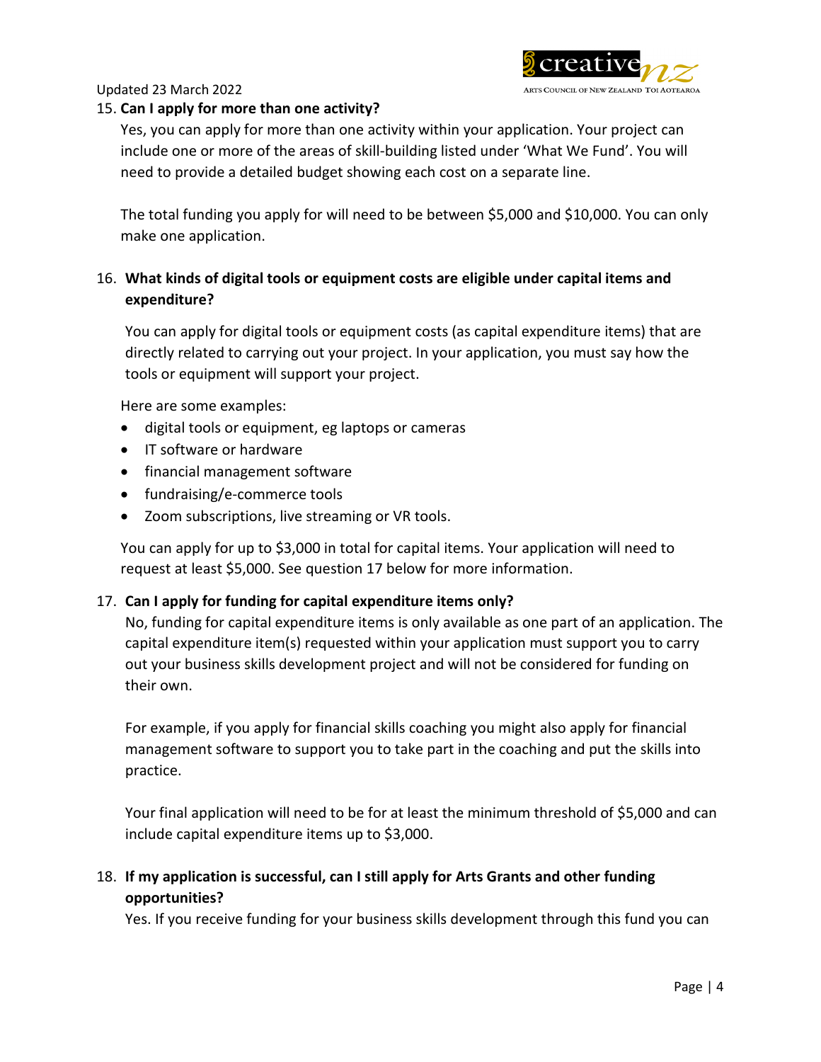15. **Can I apply for more than one activity?**

    Yes, you can apply for more than one activity within your application. Your project can include one or more of the areas of skill-building listed under 'What We Fund'. You will need to provide a detailed budget showing each cost on a separate line.

    The total funding you apply for will need to be between $5,000 and $10,000. You can only make one application.

16. **What kinds of digital tools or equipment costs are eligible under capital items and expenditure?**

    You can apply for digital tools or equipment costs (as capital expenditure items) that are directly related to carrying out your project. In your application, you must say how the tools or equipment will support your project.

    Here are some examples:

    - digital tools or equipment, eg laptops or cameras
    - IT software or hardware
    - financial management software
    - fundraising/e-commerce tools
    - Zoom subscriptions, live streaming or VR tools.

    You can apply for up to $3,000 in total for capital items. Your application will need to request at least $5,000. See question 17 below for more information.

17. **Can I apply for funding for capital expenditure items only?**

    No, funding for capital expenditure items is only available as one part of an application. The capital expenditure item(s) requested within your application must support you to carry out your business skills development project and will not be considered for funding on their own.

    For example, if you apply for financial skills coaching you might also apply for financial management software to support you to take part in the coaching and put the skills into practice.

    Your final application will need to be for at least the minimum threshold of $5,000 and can include capital expenditure items up to $3,000.

18. **If my application is successful, can I still apply for Arts Grants and other funding opportunities?**

    Yes. If you receive funding for your business skills development through this fund you can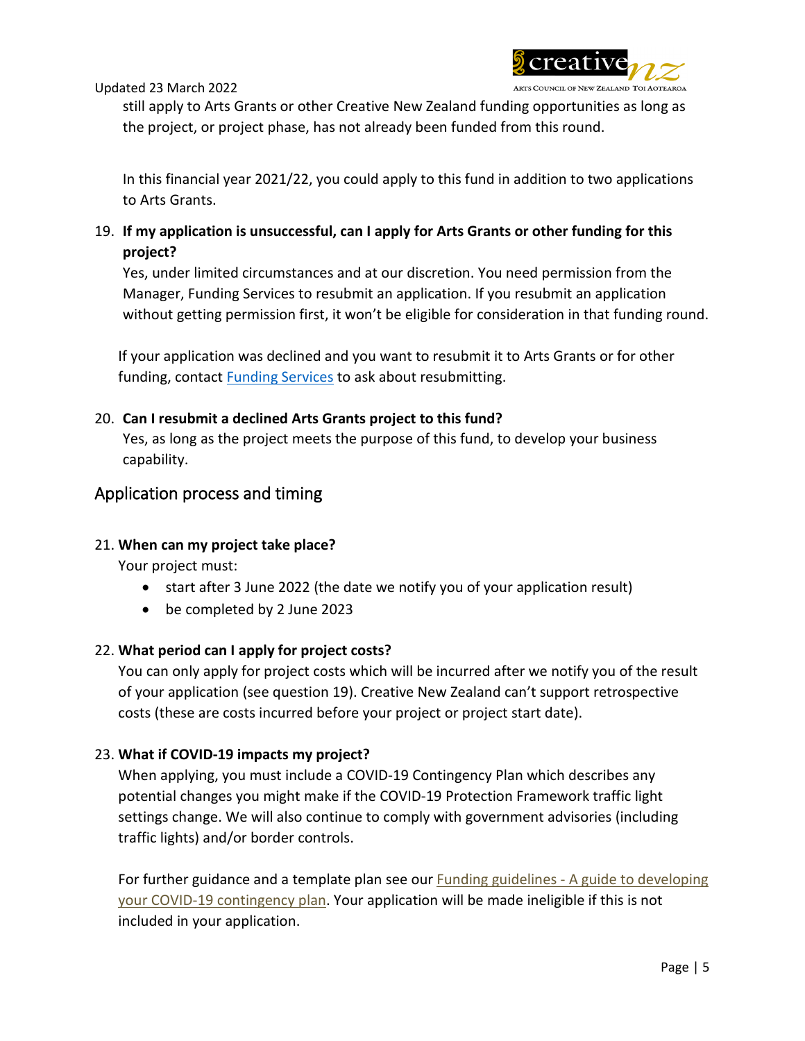still apply to Arts Grants or other Creative New Zealand funding opportunities as long as the project, or project phase, has not already been funded from this round.

In this financial year 2021/22, you could apply to this fund in addition to two applications to Arts Grants.

19. **If my application is unsuccessful, can I apply for Arts Grants or other funding for this project?**
    Yes, under limited circumstances and at our discretion. You need permission from the Manager, Funding Services to resubmit an application. If you resubmit an application without getting permission first, it won't be eligible for consideration in that funding round.

    If your application was declined and you want to resubmit it to Arts Grants or for other funding, contact [Funding Services] to ask about resubmitting.

20. **Can I resubmit a declined Arts Grants project to this fund?**
    Yes, as long as the project meets the purpose of this fund, to develop your business capability.

## Application process and timing

21. **When can my project take place?**
    Your project must:
    - start after 3 June 2022 (the date we notify you of your application result)
    - be completed by 2 June 2023

22. **What period can I apply for project costs?**
    You can only apply for project costs which will be incurred after we notify you of the result of your application (see question 19). Creative New Zealand can't support retrospective costs (these are costs incurred before your project or project start date).

23. **What if COVID-19 impacts my project?**
    When applying, you must include a COVID-19 Contingency Plan which describes any potential changes you might make if the COVID-19 Protection Framework traffic light settings change. We will also continue to comply with government advisories (including traffic lights) and/or border controls.

    For further guidance and a template plan see our [Funding guidelines - A guide to developing your COVID-19 contingency plan]. Your application will be made ineligible if this is not included in your application.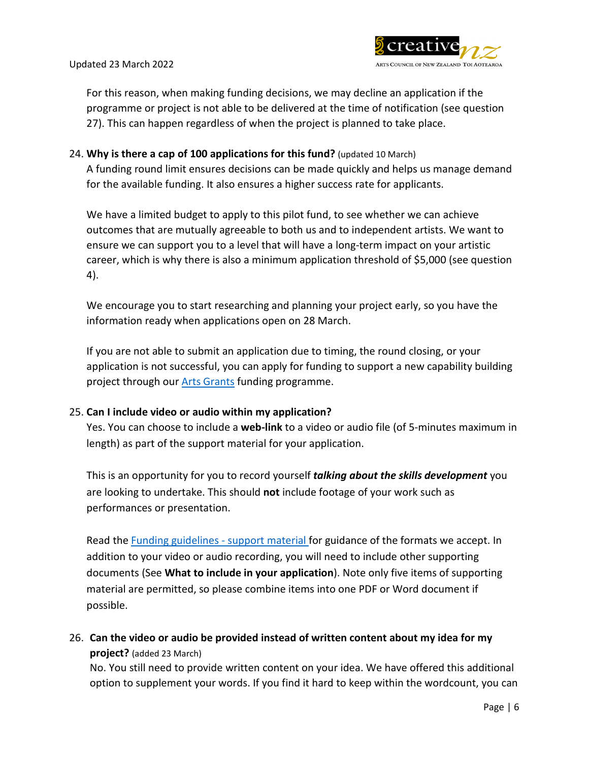For this reason, when making funding decisions, we may decline an application if the programme or project is not able to be delivered at the time of notification (see question 27). This can happen regardless of when the project is planned to take place.

24. **Why is there a cap of 100 applications for this fund?** (updated 10 March)
A funding round limit ensures decisions can be made quickly and helps us manage demand for the available funding. It also ensures a higher success rate for applicants.

    We have a limited budget to apply to this pilot fund, to see whether we can achieve outcomes that are mutually agreeable to both us and to independent artists. We want to ensure we can support you to a level that will have a long-term impact on your artistic career, which is why there is also a minimum application threshold of $5,000 (see question 4).

    We encourage you to start researching and planning your project early, so you have the information ready when applications open on 28 March.

    If you are not able to submit an application due to timing, the round closing, or your application is not successful, you can apply for funding to support a new capability building project through our [Arts Grants] funding programme.

25. **Can I include video or audio within my application?**
Yes. You can choose to include a **web-link** to a video or audio file (of 5-minutes maximum in length) as part of the support material for your application.

    This is an opportunity for you to record yourself ***talking about the skills development*** you are looking to undertake. This should **not** include footage of your work such as performances or presentation.

    Read the [Funding guidelines - support material] for guidance of the formats we accept. In addition to your video or audio recording, you will need to include other supporting documents (See **What to include in your application**). Note only five items of supporting material are permitted, so please combine items into one PDF or Word document if possible.

26. **Can the video or audio be provided instead of written content about my idea for my project?** (added 23 March)
No. You still need to provide written content on your idea. We have offered this additional option to supplement your words. If you find it hard to keep within the wordcount, you can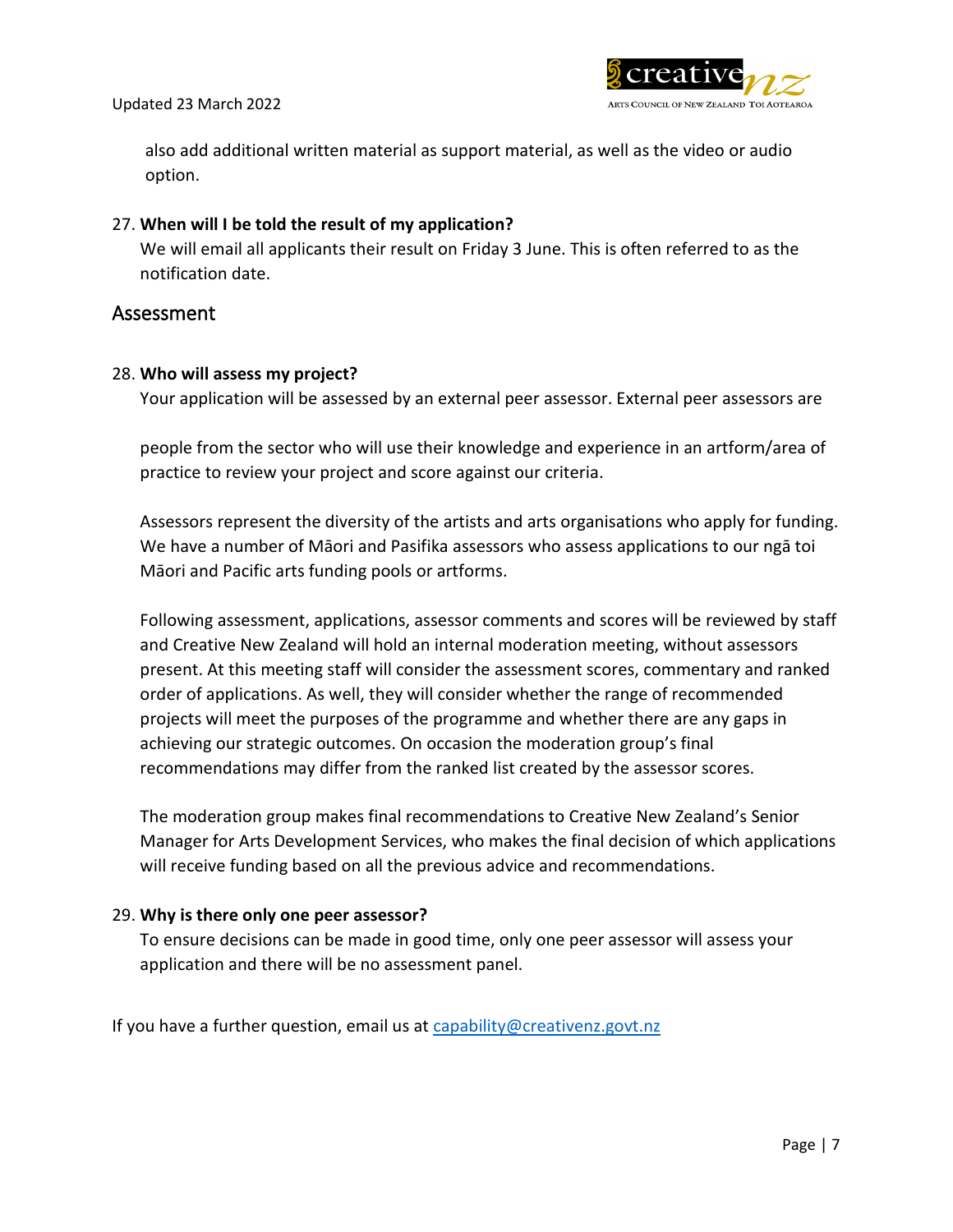also add additional written material as support material, as well as the video or audio option.

27. **When will I be told the result of my application?**
    We will email all applicants their result on Friday 3 June. This is often referred to as the notification date.

## Assessment

28. **Who will assess my project?**
    Your application will be assessed by an external peer assessor. External peer assessors are

    people from the sector who will use their knowledge and experience in an artform/area of practice to review your project and score against our criteria.

    Assessors represent the diversity of the artists and arts organisations who apply for funding. We have a number of Māori and Pasifika assessors who assess applications to our ngā toi Māori and Pacific arts funding pools or artforms.

    Following assessment, applications, assessor comments and scores will be reviewed by staff and Creative New Zealand will hold an internal moderation meeting, without assessors present. At this meeting staff will consider the assessment scores, commentary and ranked order of applications. As well, they will consider whether the range of recommended projects will meet the purposes of the programme and whether there are any gaps in achieving our strategic outcomes. On occasion the moderation group's final recommendations may differ from the ranked list created by the assessor scores.

    The moderation group makes final recommendations to Creative New Zealand's Senior Manager for Arts Development Services, who makes the final decision of which applications will receive funding based on all the previous advice and recommendations.

29. **Why is there only one peer assessor?**
    To ensure decisions can be made in good time, only one peer assessor will assess your application and there will be no assessment panel.

If you have a further question, email us at [capability@creativenz.govt.nz](mailto:capability@creativenz.govt.nz)